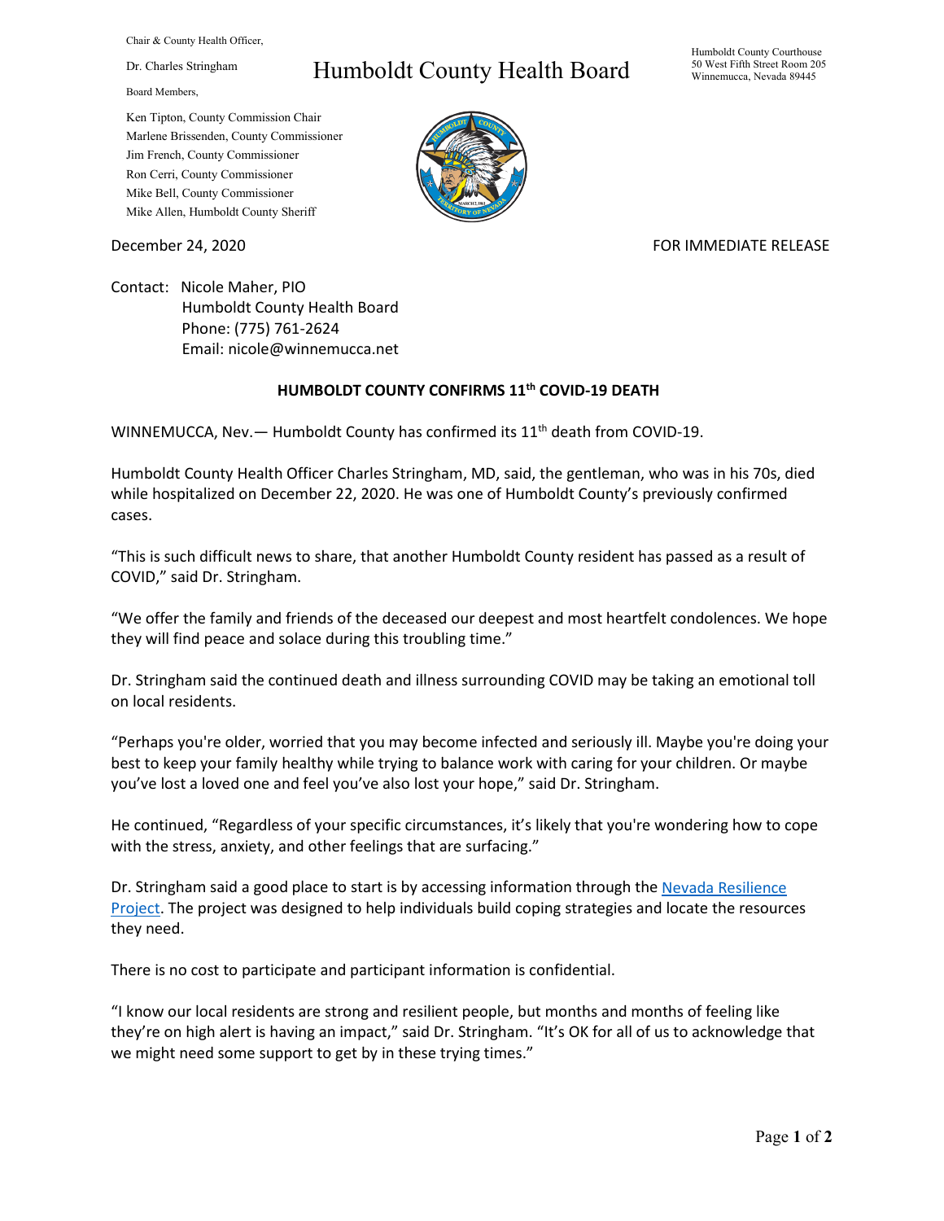Chair & County Health Officer,

Dr. Charles Stringham

Board Members,

Ken Tipton, County Commission Chair
Marlene Brissenden, County Commissioner
Jim French, County Commissioner
Ron Cerri, County Commissioner
Mike Bell, County Commissioner
Mike Allen, Humboldt County Sheriff

# Humboldt County Health Board

Humboldt County Courthouse
50 West Fifth Street Room 205
Winnemucca, Nevada 89445

December 24, 2020

FOR IMMEDIATE RELEASE

Contact: Nicole Maher, PIO
Humboldt County Health Board
Phone: (775) 761-2624
Email: nicole@winnemucca.net

## HUMBOLDT COUNTY CONFIRMS 11th COVID-19 DEATH

WINNEMUCCA, Nev.— Humboldt County has confirmed its 11th death from COVID-19.

Humboldt County Health Officer Charles Stringham, MD, said, the gentleman, who was in his 70s, died while hospitalized on December 22, 2020. He was one of Humboldt County's previously confirmed cases.

"This is such difficult news to share, that another Humboldt County resident has passed as a result of COVID," said Dr. Stringham.

"We offer the family and friends of the deceased our deepest and most heartfelt condolences. We hope they will find peace and solace during this troubling time."

Dr. Stringham said the continued death and illness surrounding COVID may be taking an emotional toll on local residents.

"Perhaps you're older, worried that you may become infected and seriously ill. Maybe you're doing your best to keep your family healthy while trying to balance work with caring for your children. Or maybe you've lost a loved one and feel you've also lost your hope," said Dr. Stringham.

He continued, "Regardless of your specific circumstances, it's likely that you're wondering how to cope with the stress, anxiety, and other feelings that are surfacing."

Dr. Stringham said a good place to start is by accessing information through the Nevada Resilience Project. The project was designed to help individuals build coping strategies and locate the resources they need.

There is no cost to participate and participant information is confidential.

"I know our local residents are strong and resilient people, but months and months of feeling like they're on high alert is having an impact," said Dr. Stringham. "It's OK for all of us to acknowledge that we might need some support to get by in these trying times."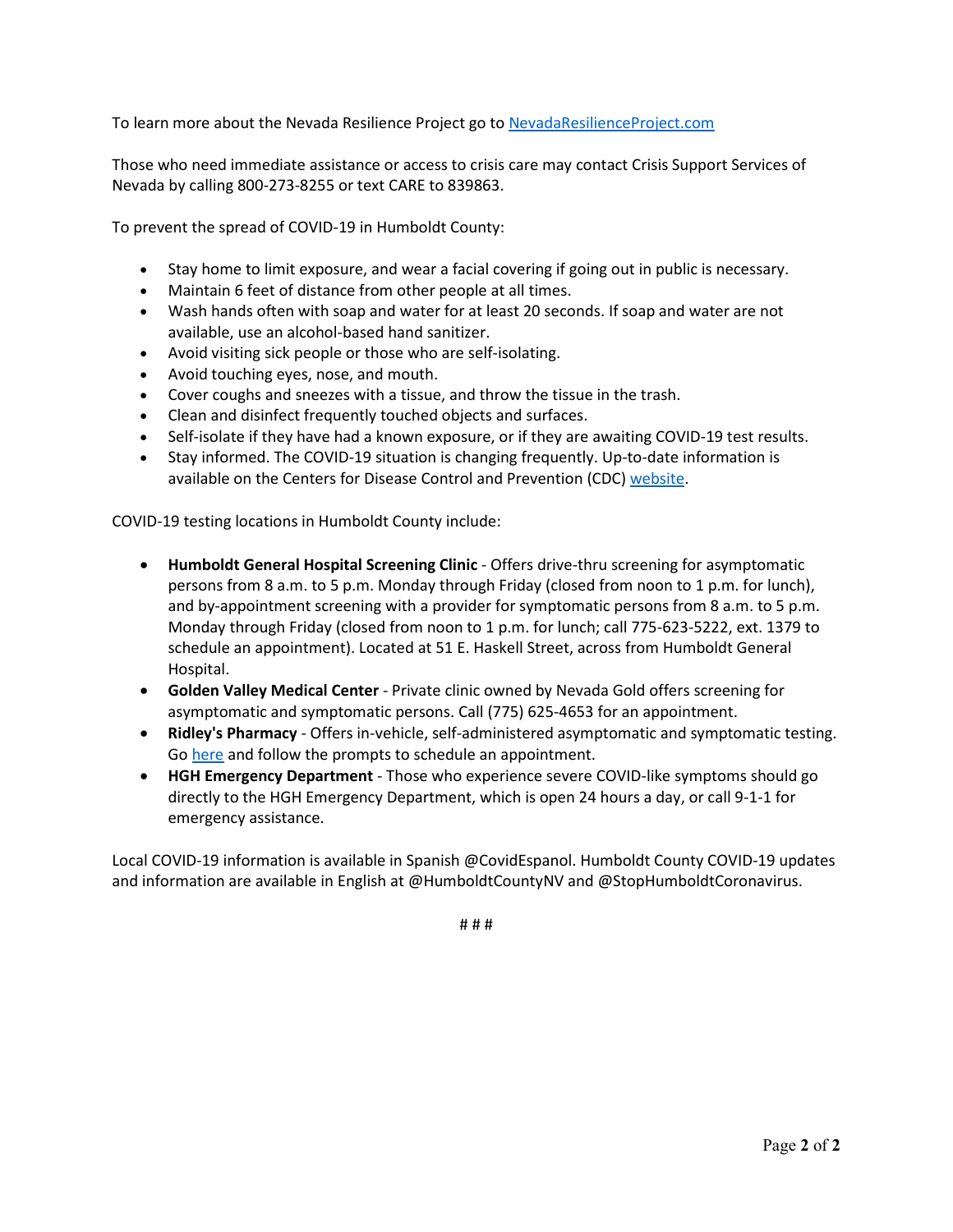To learn more about the Nevada Resilience Project go to [NevadaResilienceProject.com](NevadaResilienceProject.com)

Those who need immediate assistance or access to crisis care may contact Crisis Support Services of Nevada by calling 800-273-8255 or text CARE to 839863.

To prevent the spread of COVID-19 in Humboldt County:

- Stay home to limit exposure, and wear a facial covering if going out in public is necessary.
- Maintain 6 feet of distance from other people at all times.
- Wash hands often with soap and water for at least 20 seconds. If soap and water are not available, use an alcohol-based hand sanitizer.
- Avoid visiting sick people or those who are self-isolating.
- Avoid touching eyes, nose, and mouth.
- Cover coughs and sneezes with a tissue, and throw the tissue in the trash.
- Clean and disinfect frequently touched objects and surfaces.
- Self-isolate if they have had a known exposure, or if they are awaiting COVID-19 test results.
- Stay informed. The COVID-19 situation is changing frequently. Up-to-date information is available on the Centers for Disease Control and Prevention (CDC) website.

COVID-19 testing locations in Humboldt County include:

- **Humboldt General Hospital Screening Clinic** - Offers drive-thru screening for asymptomatic persons from 8 a.m. to 5 p.m. Monday through Friday (closed from noon to 1 p.m. for lunch), and by-appointment screening with a provider for symptomatic persons from 8 a.m. to 5 p.m. Monday through Friday (closed from noon to 1 p.m. for lunch; call 775-623-5222, ext. 1379 to schedule an appointment). Located at 51 E. Haskell Street, across from Humboldt General Hospital.
- **Golden Valley Medical Center** - Private clinic owned by Nevada Gold offers screening for asymptomatic and symptomatic persons. Call (775) 625-4653 for an appointment.
- **Ridley's Pharmacy** - Offers in-vehicle, self-administered asymptomatic and symptomatic testing. Go here and follow the prompts to schedule an appointment.
- **HGH Emergency Department** - Those who experience severe COVID-like symptoms should go directly to the HGH Emergency Department, which is open 24 hours a day, or call 9-1-1 for emergency assistance.

Local COVID-19 information is available in Spanish @CovidEspanol. Humboldt County COVID-19 updates and information are available in English at @HumboldtCountyNV and @StopHumboldtCoronavirus.

# # #